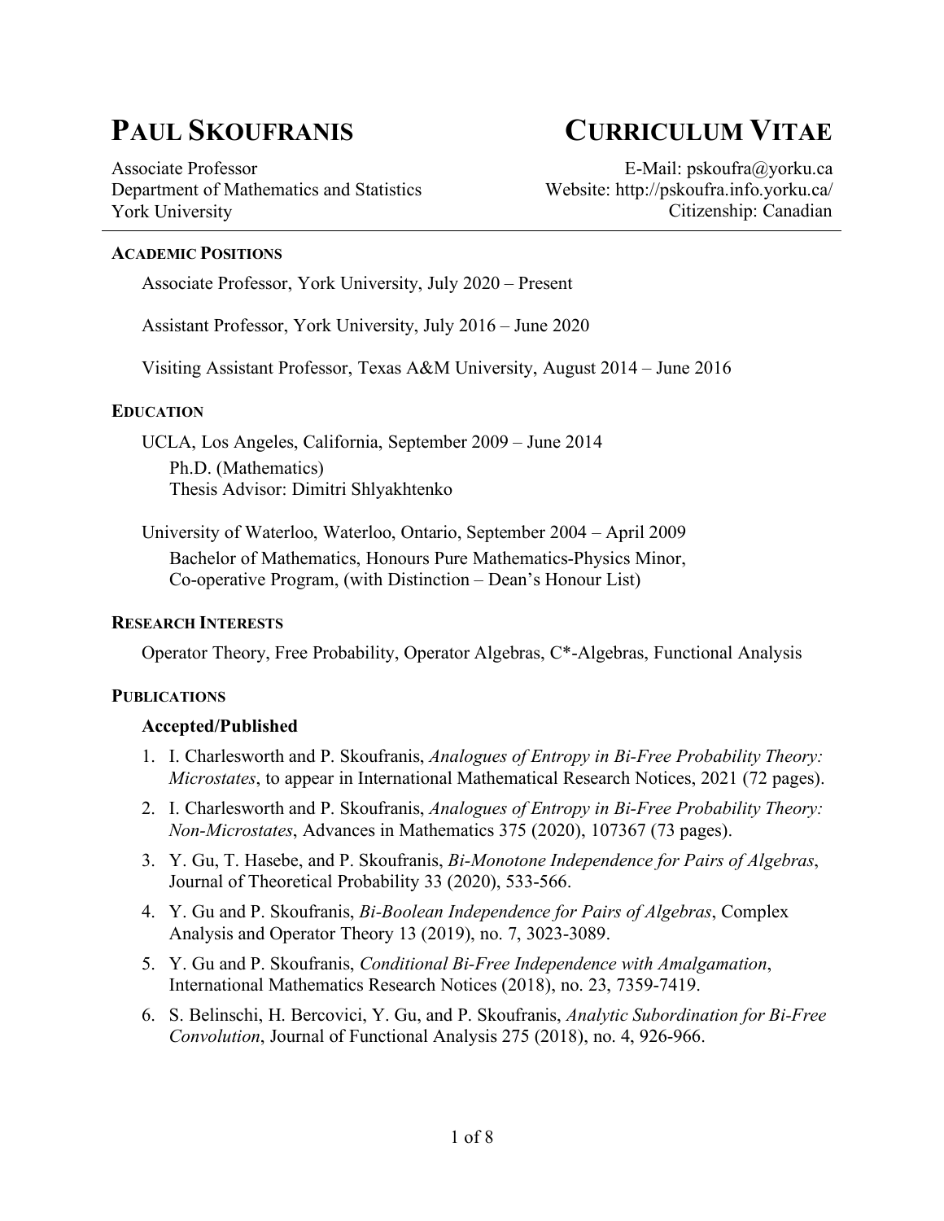# PAUL SKOUFRANIS — CURRICULUM VITAE

Associate Professor
Department of Mathematics and Statistics
York University

E-Mail: pskoufra@yorku.ca
Website: http://pskoufra.info.yorku.ca/
Citizenship: Canadian

## ACADEMIC POSITIONS

Associate Professor, York University, July 2020 – Present

Assistant Professor, York University, July 2016 – June 2020

Visiting Assistant Professor, Texas A&M University, August 2014 – June 2016

## EDUCATION

UCLA, Los Angeles, California, September 2009 – June 2014
Ph.D. (Mathematics)
Thesis Advisor: Dimitri Shlyakhtenko

University of Waterloo, Waterloo, Ontario, September 2004 – April 2009
Bachelor of Mathematics, Honours Pure Mathematics-Physics Minor,
Co-operative Program, (with Distinction – Dean's Honour List)

## RESEARCH INTERESTS

Operator Theory, Free Probability, Operator Algebras, C*-Algebras, Functional Analysis

## PUBLICATIONS

### Accepted/Published

1. I. Charlesworth and P. Skoufranis, *Analogues of Entropy in Bi-Free Probability Theory: Microstates*, to appear in International Mathematical Research Notices, 2021 (72 pages).
2. I. Charlesworth and P. Skoufranis, *Analogues of Entropy in Bi-Free Probability Theory: Non-Microstates*, Advances in Mathematics 375 (2020), 107367 (73 pages).
3. Y. Gu, T. Hasebe, and P. Skoufranis, *Bi-Monotone Independence for Pairs of Algebras*, Journal of Theoretical Probability 33 (2020), 533-566.
4. Y. Gu and P. Skoufranis, *Bi-Boolean Independence for Pairs of Algebras*, Complex Analysis and Operator Theory 13 (2019), no. 7, 3023-3089.
5. Y. Gu and P. Skoufranis, *Conditional Bi-Free Independence with Amalgamation*, International Mathematics Research Notices (2018), no. 23, 7359-7419.
6. S. Belinschi, H. Bercovici, Y. Gu, and P. Skoufranis, *Analytic Subordination for Bi-Free Convolution*, Journal of Functional Analysis 275 (2018), no. 4, 926-966.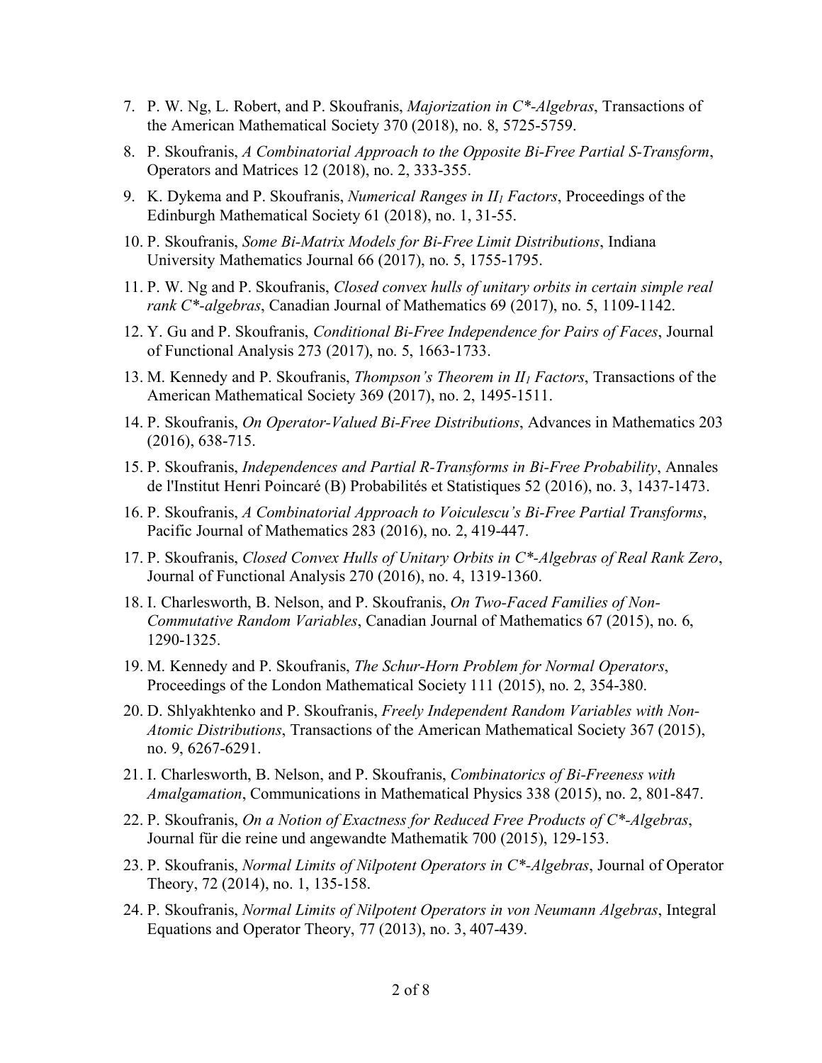7. P. W. Ng, L. Robert, and P. Skoufranis, *Majorization in C\*-Algebras*, Transactions of the American Mathematical Society 370 (2018), no. 8, 5725-5759.
8. P. Skoufranis, *A Combinatorial Approach to the Opposite Bi-Free Partial S-Transform*, Operators and Matrices 12 (2018), no. 2, 333-355.
9. K. Dykema and P. Skoufranis, *Numerical Ranges in $II_1$ Factors*, Proceedings of the Edinburgh Mathematical Society 61 (2018), no. 1, 31-55.
10. P. Skoufranis, *Some Bi-Matrix Models for Bi-Free Limit Distributions*, Indiana University Mathematics Journal 66 (2017), no. 5, 1755-1795.
11. P. W. Ng and P. Skoufranis, *Closed convex hulls of unitary orbits in certain simple real rank C\*-algebras*, Canadian Journal of Mathematics 69 (2017), no. 5, 1109-1142.
12. Y. Gu and P. Skoufranis, *Conditional Bi-Free Independence for Pairs of Faces*, Journal of Functional Analysis 273 (2017), no. 5, 1663-1733.
13. M. Kennedy and P. Skoufranis, *Thompson's Theorem in $II_1$ Factors*, Transactions of the American Mathematical Society 369 (2017), no. 2, 1495-1511.
14. P. Skoufranis, *On Operator-Valued Bi-Free Distributions*, Advances in Mathematics 203 (2016), 638-715.
15. P. Skoufranis, *Independences and Partial R-Transforms in Bi-Free Probability*, Annales de l'Institut Henri Poincaré (B) Probabilités et Statistiques 52 (2016), no. 3, 1437-1473.
16. P. Skoufranis, *A Combinatorial Approach to Voiculescu's Bi-Free Partial Transforms*, Pacific Journal of Mathematics 283 (2016), no. 2, 419-447.
17. P. Skoufranis, *Closed Convex Hulls of Unitary Orbits in C\*-Algebras of Real Rank Zero*, Journal of Functional Analysis 270 (2016), no. 4, 1319-1360.
18. I. Charlesworth, B. Nelson, and P. Skoufranis, *On Two-Faced Families of Non-Commutative Random Variables*, Canadian Journal of Mathematics 67 (2015), no. 6, 1290-1325.
19. M. Kennedy and P. Skoufranis, *The Schur-Horn Problem for Normal Operators*, Proceedings of the London Mathematical Society 111 (2015), no. 2, 354-380.
20. D. Shlyakhtenko and P. Skoufranis, *Freely Independent Random Variables with Non-Atomic Distributions*, Transactions of the American Mathematical Society 367 (2015), no. 9, 6267-6291.
21. I. Charlesworth, B. Nelson, and P. Skoufranis, *Combinatorics of Bi-Freeness with Amalgamation*, Communications in Mathematical Physics 338 (2015), no. 2, 801-847.
22. P. Skoufranis, *On a Notion of Exactness for Reduced Free Products of C\*-Algebras*, Journal für die reine und angewandte Mathematik 700 (2015), 129-153.
23. P. Skoufranis, *Normal Limits of Nilpotent Operators in C\*-Algebras*, Journal of Operator Theory, 72 (2014), no. 1, 135-158.
24. P. Skoufranis, *Normal Limits of Nilpotent Operators in von Neumann Algebras*, Integral Equations and Operator Theory, 77 (2013), no. 3, 407-439.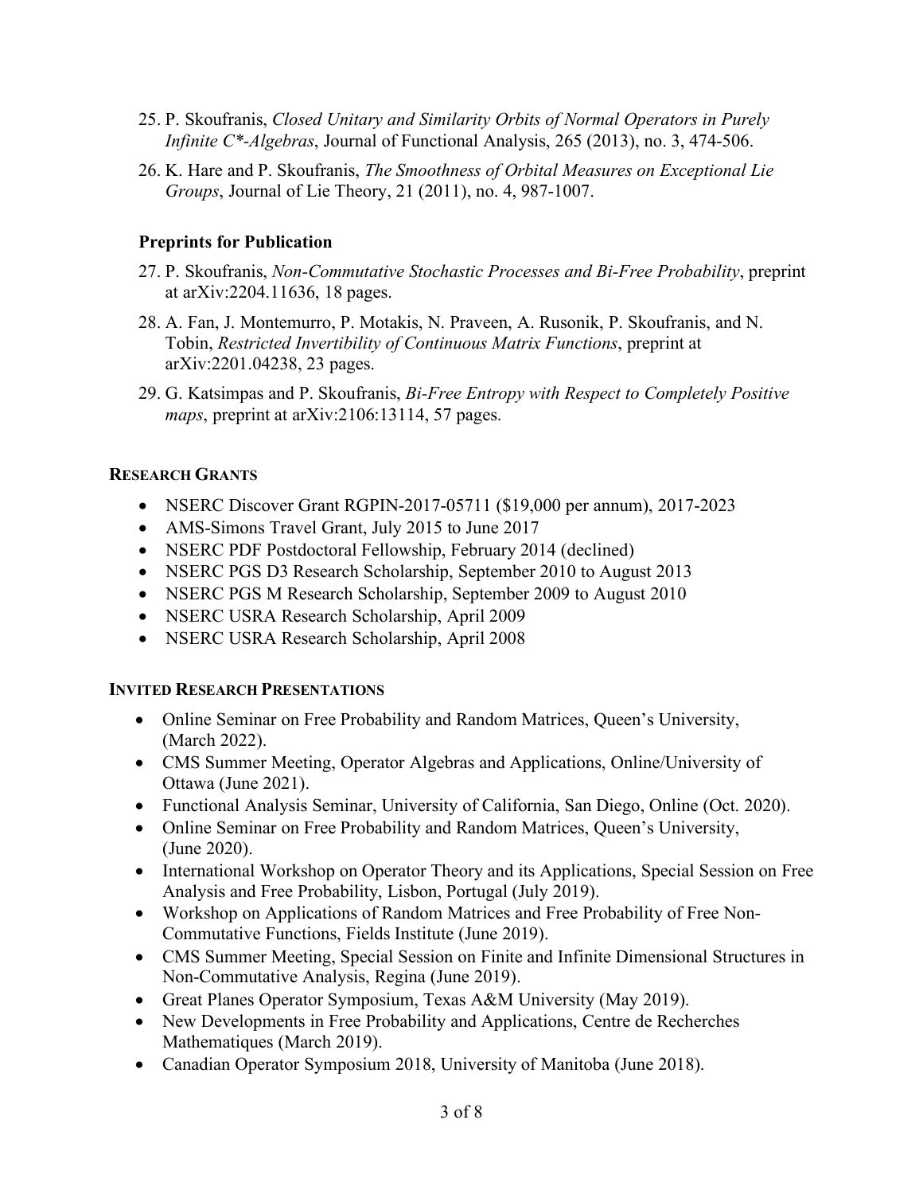25. P. Skoufranis, *Closed Unitary and Similarity Orbits of Normal Operators in Purely Infinite C*-Algebras*, Journal of Functional Analysis, 265 (2013), no. 3, 474-506.

26. K. Hare and P. Skoufranis, *The Smoothness of Orbital Measures on Exceptional Lie Groups*, Journal of Lie Theory, 21 (2011), no. 4, 987-1007.

### Preprints for Publication

27. P. Skoufranis, *Non-Commutative Stochastic Processes and Bi-Free Probability*, preprint at arXiv:2204.11636, 18 pages.

28. A. Fan, J. Montemurro, P. Motakis, N. Praveen, A. Rusonik, P. Skoufranis, and N. Tobin, *Restricted Invertibility of Continuous Matrix Functions*, preprint at arXiv:2201.04238, 23 pages.

29. G. Katsimpas and P. Skoufranis, *Bi-Free Entropy with Respect to Completely Positive maps*, preprint at arXiv:2106:13114, 57 pages.

## Research Grants

- NSERC Discover Grant RGPIN-2017-05711 ($19,000 per annum), 2017-2023
- AMS-Simons Travel Grant, July 2015 to June 2017
- NSERC PDF Postdoctoral Fellowship, February 2014 (declined)
- NSERC PGS D3 Research Scholarship, September 2010 to August 2013
- NSERC PGS M Research Scholarship, September 2009 to August 2010
- NSERC USRA Research Scholarship, April 2009
- NSERC USRA Research Scholarship, April 2008

## Invited Research Presentations

- Online Seminar on Free Probability and Random Matrices, Queen's University, (March 2022).
- CMS Summer Meeting, Operator Algebras and Applications, Online/University of Ottawa (June 2021).
- Functional Analysis Seminar, University of California, San Diego, Online (Oct. 2020).
- Online Seminar on Free Probability and Random Matrices, Queen's University, (June 2020).
- International Workshop on Operator Theory and its Applications, Special Session on Free Analysis and Free Probability, Lisbon, Portugal (July 2019).
- Workshop on Applications of Random Matrices and Free Probability of Free Non-Commutative Functions, Fields Institute (June 2019).
- CMS Summer Meeting, Special Session on Finite and Infinite Dimensional Structures in Non-Commutative Analysis, Regina (June 2019).
- Great Planes Operator Symposium, Texas A&M University (May 2019).
- New Developments in Free Probability and Applications, Centre de Recherches Mathematiques (March 2019).
- Canadian Operator Symposium 2018, University of Manitoba (June 2018).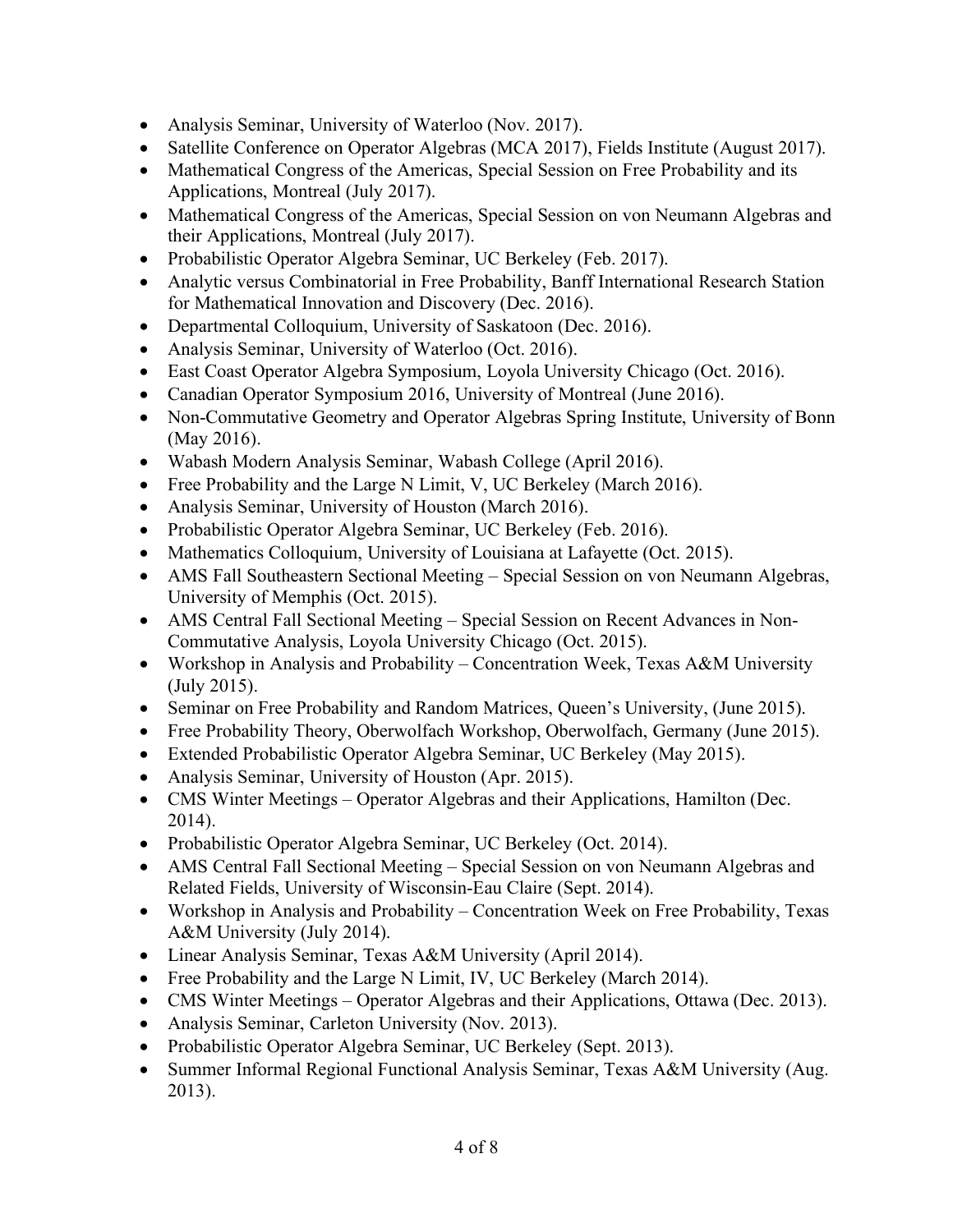- Analysis Seminar, University of Waterloo (Nov. 2017).
- Satellite Conference on Operator Algebras (MCA 2017), Fields Institute (August 2017).
- Mathematical Congress of the Americas, Special Session on Free Probability and its Applications, Montreal (July 2017).
- Mathematical Congress of the Americas, Special Session on von Neumann Algebras and their Applications, Montreal (July 2017).
- Probabilistic Operator Algebra Seminar, UC Berkeley (Feb. 2017).
- Analytic versus Combinatorial in Free Probability, Banff International Research Station for Mathematical Innovation and Discovery (Dec. 2016).
- Departmental Colloquium, University of Saskatoon (Dec. 2016).
- Analysis Seminar, University of Waterloo (Oct. 2016).
- East Coast Operator Algebra Symposium, Loyola University Chicago (Oct. 2016).
- Canadian Operator Symposium 2016, University of Montreal (June 2016).
- Non-Commutative Geometry and Operator Algebras Spring Institute, University of Bonn (May 2016).
- Wabash Modern Analysis Seminar, Wabash College (April 2016).
- Free Probability and the Large N Limit, V, UC Berkeley (March 2016).
- Analysis Seminar, University of Houston (March 2016).
- Probabilistic Operator Algebra Seminar, UC Berkeley (Feb. 2016).
- Mathematics Colloquium, University of Louisiana at Lafayette (Oct. 2015).
- AMS Fall Southeastern Sectional Meeting – Special Session on von Neumann Algebras, University of Memphis (Oct. 2015).
- AMS Central Fall Sectional Meeting – Special Session on Recent Advances in Non-Commutative Analysis, Loyola University Chicago (Oct. 2015).
- Workshop in Analysis and Probability – Concentration Week, Texas A&M University (July 2015).
- Seminar on Free Probability and Random Matrices, Queen's University, (June 2015).
- Free Probability Theory, Oberwolfach Workshop, Oberwolfach, Germany (June 2015).
- Extended Probabilistic Operator Algebra Seminar, UC Berkeley (May 2015).
- Analysis Seminar, University of Houston (Apr. 2015).
- CMS Winter Meetings – Operator Algebras and their Applications, Hamilton (Dec. 2014).
- Probabilistic Operator Algebra Seminar, UC Berkeley (Oct. 2014).
- AMS Central Fall Sectional Meeting – Special Session on von Neumann Algebras and Related Fields, University of Wisconsin-Eau Claire (Sept. 2014).
- Workshop in Analysis and Probability – Concentration Week on Free Probability, Texas A&M University (July 2014).
- Linear Analysis Seminar, Texas A&M University (April 2014).
- Free Probability and the Large N Limit, IV, UC Berkeley (March 2014).
- CMS Winter Meetings – Operator Algebras and their Applications, Ottawa (Dec. 2013).
- Analysis Seminar, Carleton University (Nov. 2013).
- Probabilistic Operator Algebra Seminar, UC Berkeley (Sept. 2013).
- Summer Informal Regional Functional Analysis Seminar, Texas A&M University (Aug. 2013).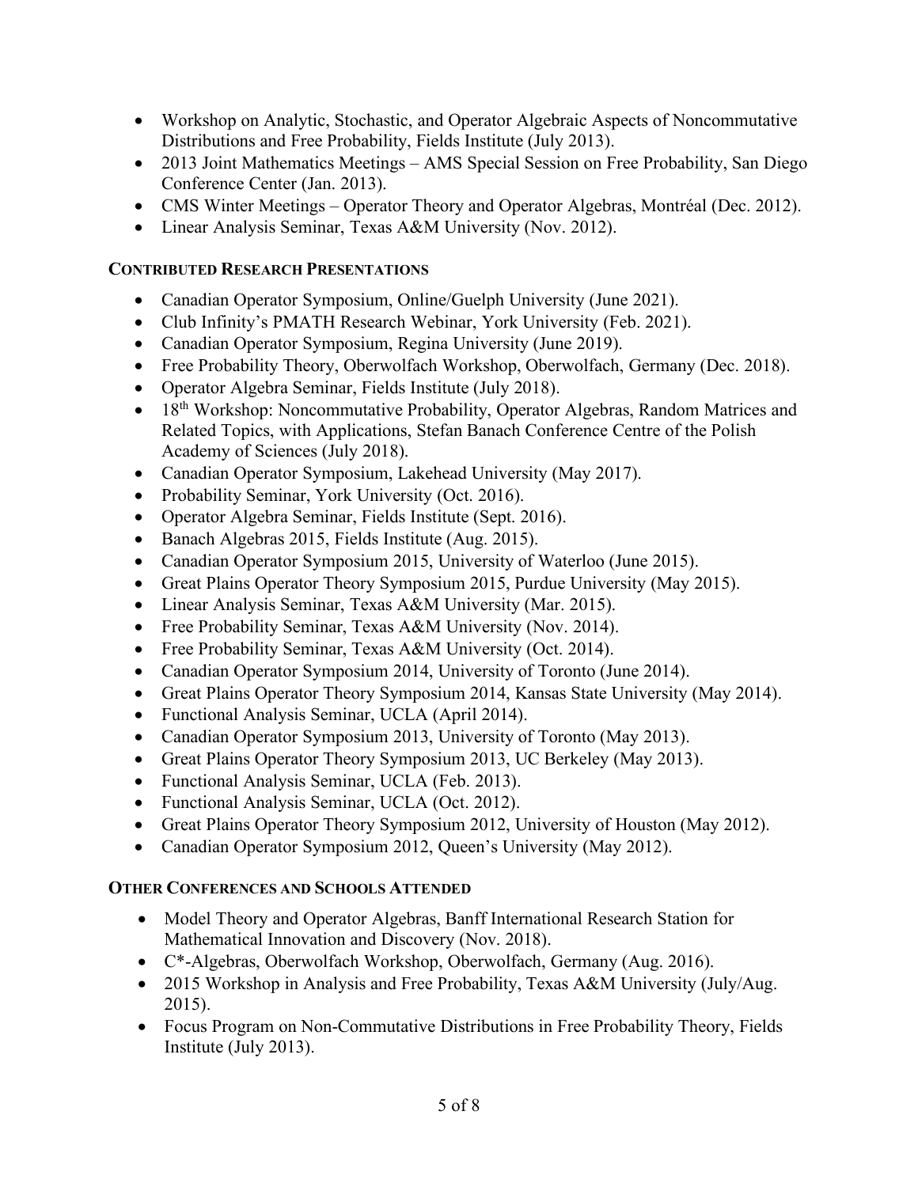- Workshop on Analytic, Stochastic, and Operator Algebraic Aspects of Noncommutative Distributions and Free Probability, Fields Institute (July 2013).
- 2013 Joint Mathematics Meetings – AMS Special Session on Free Probability, San Diego Conference Center (Jan. 2013).
- CMS Winter Meetings – Operator Theory and Operator Algebras, Montréal (Dec. 2012).
- Linear Analysis Seminar, Texas A&M University (Nov. 2012).

### Contributed Research Presentations

- Canadian Operator Symposium, Online/Guelph University (June 2021).
- Club Infinity's PMATH Research Webinar, York University (Feb. 2021).
- Canadian Operator Symposium, Regina University (June 2019).
- Free Probability Theory, Oberwolfach Workshop, Oberwolfach, Germany (Dec. 2018).
- Operator Algebra Seminar, Fields Institute (July 2018).
- 18th Workshop: Noncommutative Probability, Operator Algebras, Random Matrices and Related Topics, with Applications, Stefan Banach Conference Centre of the Polish Academy of Sciences (July 2018).
- Canadian Operator Symposium, Lakehead University (May 2017).
- Probability Seminar, York University (Oct. 2016).
- Operator Algebra Seminar, Fields Institute (Sept. 2016).
- Banach Algebras 2015, Fields Institute (Aug. 2015).
- Canadian Operator Symposium 2015, University of Waterloo (June 2015).
- Great Plains Operator Theory Symposium 2015, Purdue University (May 2015).
- Linear Analysis Seminar, Texas A&M University (Mar. 2015).
- Free Probability Seminar, Texas A&M University (Nov. 2014).
- Free Probability Seminar, Texas A&M University (Oct. 2014).
- Canadian Operator Symposium 2014, University of Toronto (June 2014).
- Great Plains Operator Theory Symposium 2014, Kansas State University (May 2014).
- Functional Analysis Seminar, UCLA (April 2014).
- Canadian Operator Symposium 2013, University of Toronto (May 2013).
- Great Plains Operator Theory Symposium 2013, UC Berkeley (May 2013).
- Functional Analysis Seminar, UCLA (Feb. 2013).
- Functional Analysis Seminar, UCLA (Oct. 2012).
- Great Plains Operator Theory Symposium 2012, University of Houston (May 2012).
- Canadian Operator Symposium 2012, Queen's University (May 2012).

### Other Conferences and Schools Attended

- Model Theory and Operator Algebras, Banff International Research Station for Mathematical Innovation and Discovery (Nov. 2018).
- C*-Algebras, Oberwolfach Workshop, Oberwolfach, Germany (Aug. 2016).
- 2015 Workshop in Analysis and Free Probability, Texas A&M University (July/Aug. 2015).
- Focus Program on Non-Commutative Distributions in Free Probability Theory, Fields Institute (July 2013).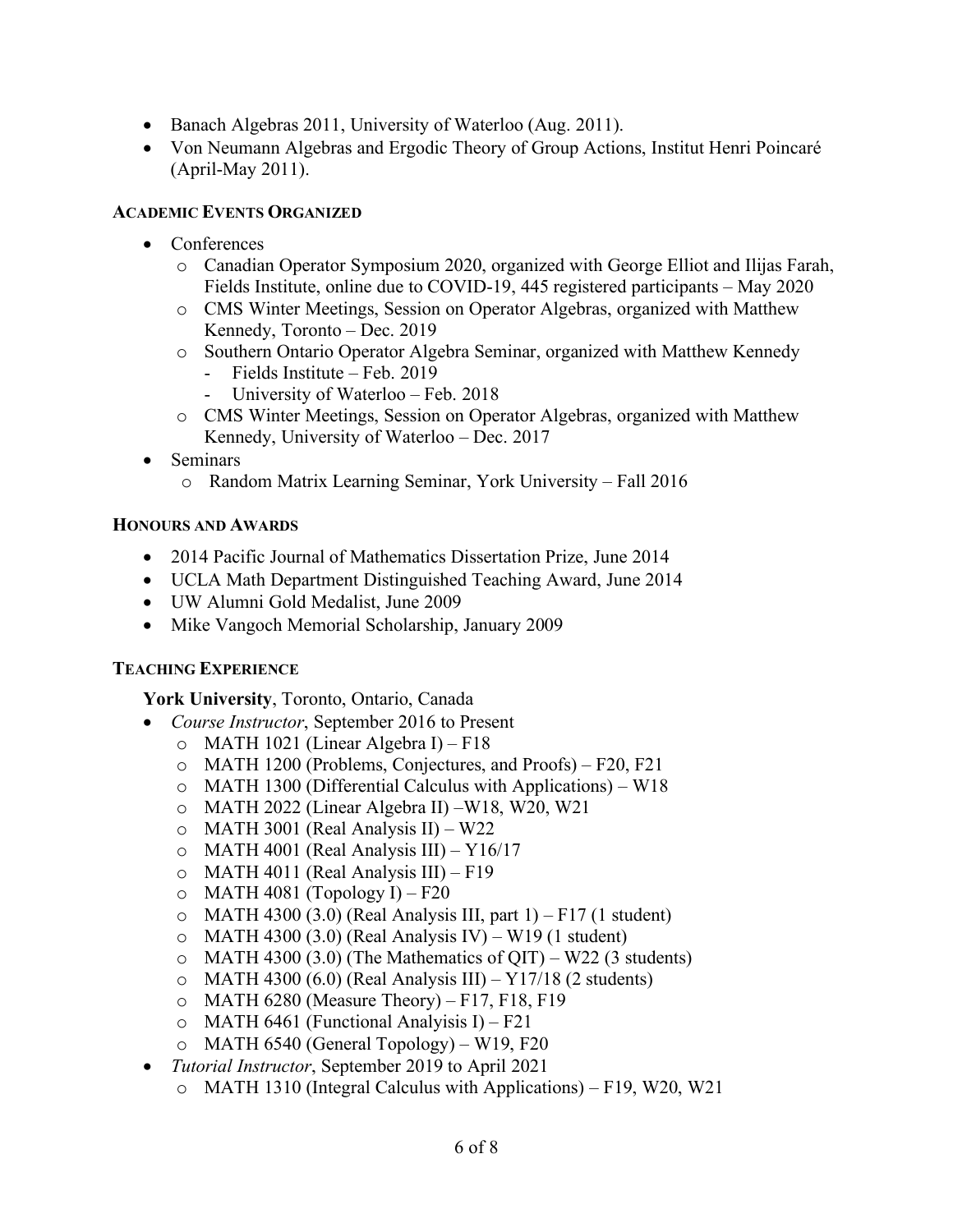- Banach Algebras 2011, University of Waterloo (Aug. 2011).
- Von Neumann Algebras and Ergodic Theory of Group Actions, Institut Henri Poincaré (April-May 2011).

### ACADEMIC EVENTS ORGANIZED

- Conferences
  - Canadian Operator Symposium 2020, organized with George Elliot and Ilijas Farah, Fields Institute, online due to COVID-19, 445 registered participants – May 2020
  - CMS Winter Meetings, Session on Operator Algebras, organized with Matthew Kennedy, Toronto – Dec. 2019
  - Southern Ontario Operator Algebra Seminar, organized with Matthew Kennedy
    - Fields Institute – Feb. 2019
    - University of Waterloo – Feb. 2018
  - CMS Winter Meetings, Session on Operator Algebras, organized with Matthew Kennedy, University of Waterloo – Dec. 2017
- Seminars
  - Random Matrix Learning Seminar, York University – Fall 2016

### HONOURS AND AWARDS

- 2014 Pacific Journal of Mathematics Dissertation Prize, June 2014
- UCLA Math Department Distinguished Teaching Award, June 2014
- UW Alumni Gold Medalist, June 2009
- Mike Vangoch Memorial Scholarship, January 2009

### TEACHING EXPERIENCE

**York University**, Toronto, Ontario, Canada

- *Course Instructor*, September 2016 to Present
  - MATH 1021 (Linear Algebra I) – F18
  - MATH 1200 (Problems, Conjectures, and Proofs) – F20, F21
  - MATH 1300 (Differential Calculus with Applications) – W18
  - MATH 2022 (Linear Algebra II) –W18, W20, W21
  - MATH 3001 (Real Analysis II) – W22
  - MATH 4001 (Real Analysis III) – Y16/17
  - MATH 4011 (Real Analysis III) – F19
  - MATH 4081 (Topology I) – F20
  - MATH 4300 (3.0) (Real Analysis III, part 1) – F17 (1 student)
  - MATH 4300 (3.0) (Real Analysis IV) – W19 (1 student)
  - MATH 4300 (3.0) (The Mathematics of QIT) – W22 (3 students)
  - MATH 4300 (6.0) (Real Analysis III) – Y17/18 (2 students)
  - MATH 6280 (Measure Theory) – F17, F18, F19
  - MATH 6461 (Functional Analyisis I) – F21
  - MATH 6540 (General Topology) – W19, F20
- *Tutorial Instructor*, September 2019 to April 2021
  - MATH 1310 (Integral Calculus with Applications) – F19, W20, W21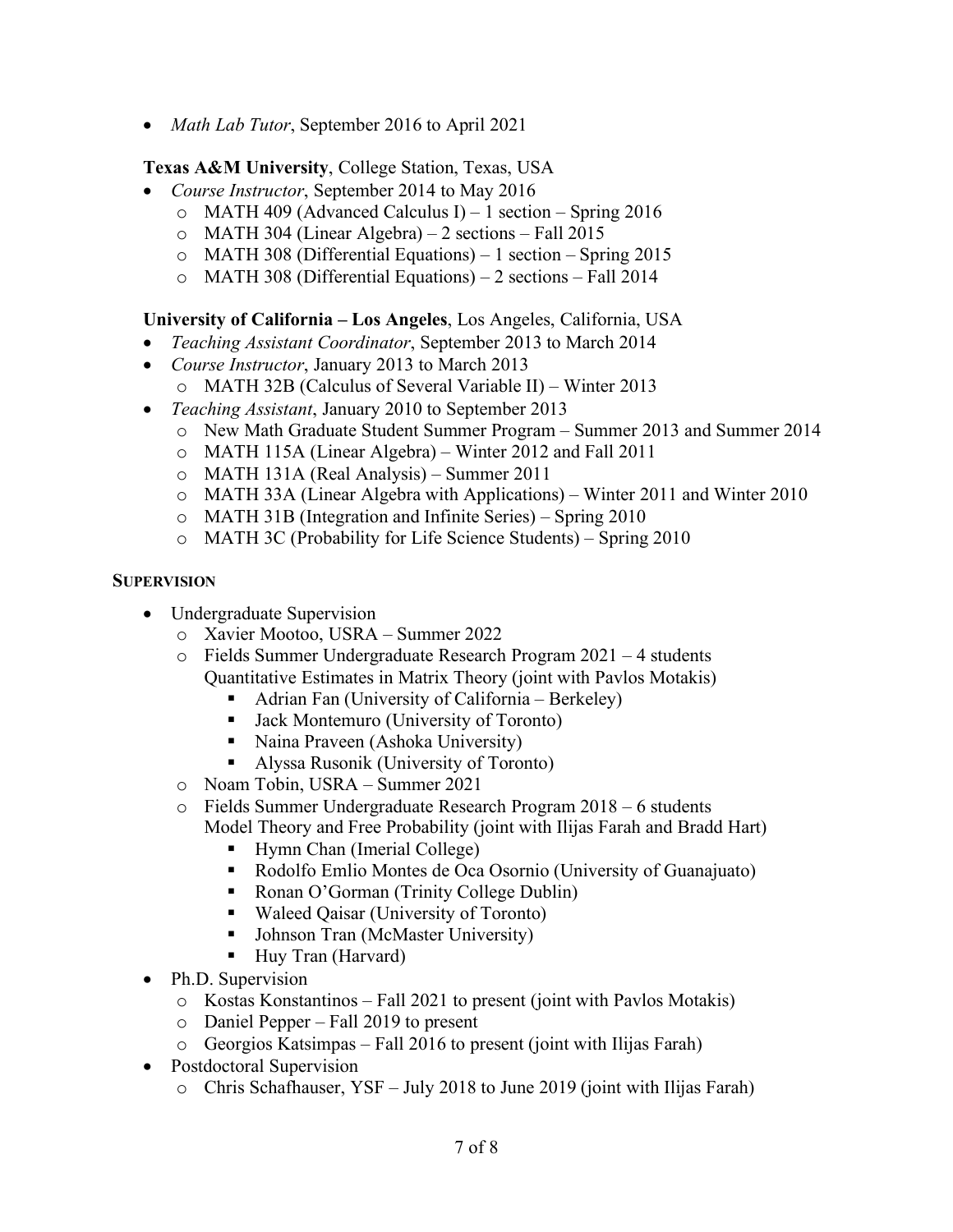- *Math Lab Tutor*, September 2016 to April 2021

**Texas A&M University**, College Station, Texas, USA

- *Course Instructor*, September 2014 to May 2016
  - MATH 409 (Advanced Calculus I) – 1 section – Spring 2016
  - MATH 304 (Linear Algebra) – 2 sections – Fall 2015
  - MATH 308 (Differential Equations) – 1 section – Spring 2015
  - MATH 308 (Differential Equations) – 2 sections – Fall 2014

**University of California – Los Angeles**, Los Angeles, California, USA

- *Teaching Assistant Coordinator*, September 2013 to March 2014
- *Course Instructor*, January 2013 to March 2013
  - MATH 32B (Calculus of Several Variable II) – Winter 2013
- *Teaching Assistant*, January 2010 to September 2013
  - New Math Graduate Student Summer Program – Summer 2013 and Summer 2014
  - MATH 115A (Linear Algebra) – Winter 2012 and Fall 2011
  - MATH 131A (Real Analysis) – Summer 2011
  - MATH 33A (Linear Algebra with Applications) – Winter 2011 and Winter 2010
  - MATH 31B (Integration and Infinite Series) – Spring 2010
  - MATH 3C (Probability for Life Science Students) – Spring 2010

## SUPERVISION

- Undergraduate Supervision
  - Xavier Mootoo, USRA – Summer 2022
  - Fields Summer Undergraduate Research Program 2021 – 4 students
    Quantitative Estimates in Matrix Theory (joint with Pavlos Motakis)
    - Adrian Fan (University of California – Berkeley)
    - Jack Montemuro (University of Toronto)
    - Naina Praveen (Ashoka University)
    - Alyssa Rusonik (University of Toronto)
  - Noam Tobin, USRA – Summer 2021
  - Fields Summer Undergraduate Research Program 2018 – 6 students
    Model Theory and Free Probability (joint with Ilijas Farah and Bradd Hart)
    - Hymn Chan (Imerial College)
    - Rodolfo Emlio Montes de Oca Osornio (University of Guanajuato)
    - Ronan O'Gorman (Trinity College Dublin)
    - Waleed Qaisar (University of Toronto)
    - Johnson Tran (McMaster University)
    - Huy Tran (Harvard)
- Ph.D. Supervision
  - Kostas Konstantinos – Fall 2021 to present (joint with Pavlos Motakis)
  - Daniel Pepper – Fall 2019 to present
  - Georgios Katsimpas – Fall 2016 to present (joint with Ilijas Farah)
- Postdoctoral Supervision
  - Chris Schafhauser, YSF – July 2018 to June 2019 (joint with Ilijas Farah)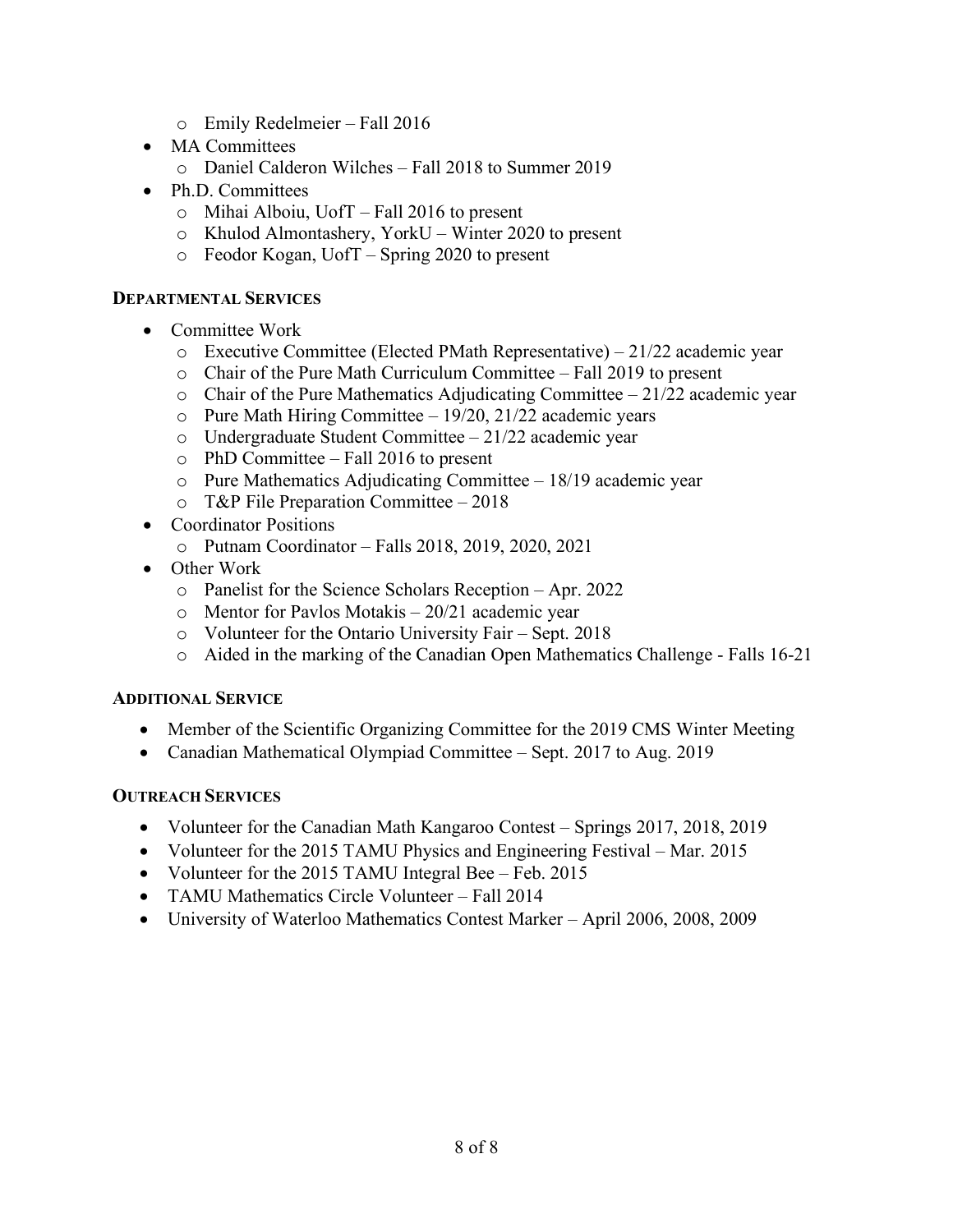- Emily Redelmeier – Fall 2016
- MA Committees
  - Daniel Calderon Wilches – Fall 2018 to Summer 2019
- Ph.D. Committees
  - Mihai Alboiu, UofT – Fall 2016 to present
  - Khulod Almontashery, YorkU – Winter 2020 to present
  - Feodor Kogan, UofT – Spring 2020 to present

#### DEPARTMENTAL SERVICES

- Committee Work
  - Executive Committee (Elected PMath Representative) – 21/22 academic year
  - Chair of the Pure Math Curriculum Committee – Fall 2019 to present
  - Chair of the Pure Mathematics Adjudicating Committee – 21/22 academic year
  - Pure Math Hiring Committee – 19/20, 21/22 academic years
  - Undergraduate Student Committee – 21/22 academic year
  - PhD Committee – Fall 2016 to present
  - Pure Mathematics Adjudicating Committee – 18/19 academic year
  - T&P File Preparation Committee – 2018
- Coordinator Positions
  - Putnam Coordinator – Falls 2018, 2019, 2020, 2021
- Other Work
  - Panelist for the Science Scholars Reception – Apr. 2022
  - Mentor for Pavlos Motakis – 20/21 academic year
  - Volunteer for the Ontario University Fair – Sept. 2018
  - Aided in the marking of the Canadian Open Mathematics Challenge - Falls 16-21

#### ADDITIONAL SERVICE

- Member of the Scientific Organizing Committee for the 2019 CMS Winter Meeting
- Canadian Mathematical Olympiad Committee – Sept. 2017 to Aug. 2019

#### OUTREACH SERVICES

- Volunteer for the Canadian Math Kangaroo Contest – Springs 2017, 2018, 2019
- Volunteer for the 2015 TAMU Physics and Engineering Festival – Mar. 2015
- Volunteer for the 2015 TAMU Integral Bee – Feb. 2015
- TAMU Mathematics Circle Volunteer – Fall 2014
- University of Waterloo Mathematics Contest Marker – April 2006, 2008, 2009